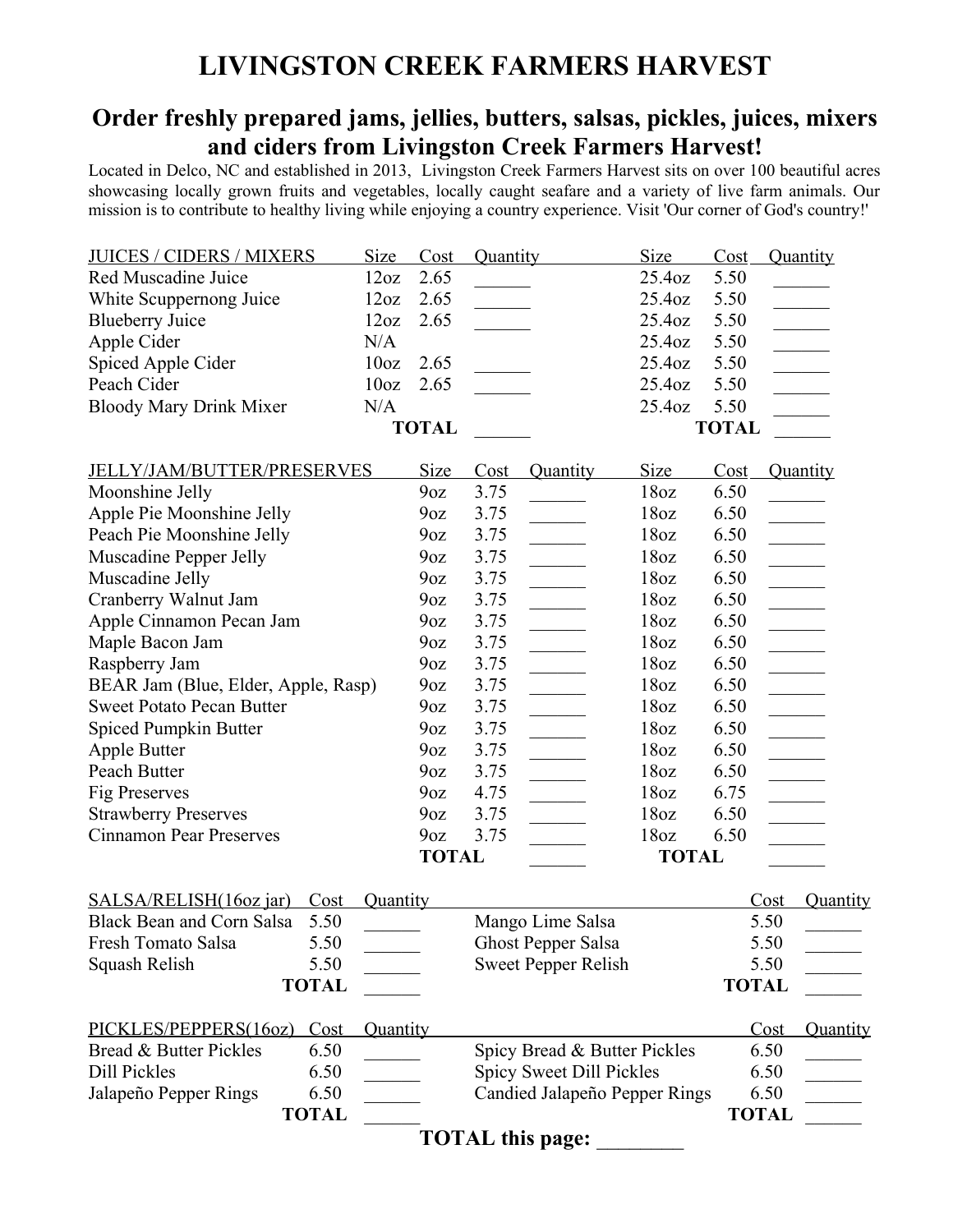# LIVINGSTON CREEK FARMERS HARVEST

## Order freshly prepared jams, jellies, butters, salsas, pickles, juices, mixers and ciders from Livingston Creek Farmers Harvest!

Located in Delco, NC and established in 2013, Livingston Creek Farmers Harvest sits on over 100 beautiful acres showcasing locally grown fruits and vegetables, locally caught seafare and a variety of live farm animals. Our mission is to contribute to healthy living while enjoying a country experience. Visit 'Our corner of God's country!'

| JUICES / CIDERS / MIXERS | Size | Cost | Quantity | Size | Cost | Quantity |
|---|---|---|---|---|---|---|
| Red Muscadine Juice | 12oz | 2.65 | ______ | 25.4oz | 5.50 | ______ |
| White Scuppernong Juice | 12oz | 2.65 | ______ | 25.4oz | 5.50 | ______ |
| Blueberry Juice | 12oz | 2.65 | ______ | 25.4oz | 5.50 | ______ |
| Apple Cider | N/A | | | 25.4oz | 5.50 | ______ |
| Spiced Apple Cider | 10oz | 2.65 | ______ | 25.4oz | 5.50 | ______ |
| Peach Cider | 10oz | 2.65 | ______ | 25.4oz | 5.50 | ______ |
| Bloody Mary Drink Mixer | N/A | | | 25.4oz | 5.50 | ______ |
| | | **TOTAL** | ______ | | **TOTAL** | ______ |

| JELLY/JAM/BUTTER/PRESERVES | Size | Cost | Quantity | Size | Cost | Quantity |
|---|---|---|---|---|---|---|
| Moonshine Jelly | 9oz | 3.75 | ______ | 18oz | 6.50 | ______ |
| Apple Pie Moonshine Jelly | 9oz | 3.75 | ______ | 18oz | 6.50 | ______ |
| Peach Pie Moonshine Jelly | 9oz | 3.75 | ______ | 18oz | 6.50 | ______ |
| Muscadine Pepper Jelly | 9oz | 3.75 | ______ | 18oz | 6.50 | ______ |
| Muscadine Jelly | 9oz | 3.75 | ______ | 18oz | 6.50 | ______ |
| Cranberry Walnut Jam | 9oz | 3.75 | ______ | 18oz | 6.50 | ______ |
| Apple Cinnamon Pecan Jam | 9oz | 3.75 | ______ | 18oz | 6.50 | ______ |
| Maple Bacon Jam | 9oz | 3.75 | ______ | 18oz | 6.50 | ______ |
| Raspberry Jam | 9oz | 3.75 | ______ | 18oz | 6.50 | ______ |
| BEAR Jam (Blue, Elder, Apple, Rasp) | 9oz | 3.75 | ______ | 18oz | 6.50 | ______ |
| Sweet Potato Pecan Butter | 9oz | 3.75 | ______ | 18oz | 6.50 | ______ |
| Spiced Pumpkin Butter | 9oz | 3.75 | ______ | 18oz | 6.50 | ______ |
| Apple Butter | 9oz | 3.75 | ______ | 18oz | 6.50 | ______ |
| Peach Butter | 9oz | 3.75 | ______ | 18oz | 6.50 | ______ |
| Fig Preserves | 9oz | 4.75 | ______ | 18oz | 6.75 | ______ |
| Strawberry Preserves | 9oz | 3.75 | ______ | 18oz | 6.50 | ______ |
| Cinnamon Pear Preserves | 9oz | 3.75 | ______ | 18oz | 6.50 | ______ |
| | **TOTAL** | | ______ | **TOTAL** | | ______ |

| SALSA/RELISH(16oz jar) | Cost | Quantity | | Cost | Quantity |
|---|---|---|---|---|---|
| Black Bean and Corn Salsa | 5.50 | ______ | Mango Lime Salsa | 5.50 | ______ |
| Fresh Tomato Salsa | 5.50 | ______ | Ghost Pepper Salsa | 5.50 | ______ |
| Squash Relish | 5.50 | ______ | Sweet Pepper Relish | 5.50 | ______ |
| | **TOTAL** | ______ | | **TOTAL** | ______ |

| PICKLES/PEPPERS(16oz) | Cost | Quantity | | Cost | Quantity |
|---|---|---|---|---|---|
| Bread & Butter Pickles | 6.50 | ______ | Spicy Bread & Butter Pickles | 6.50 | ______ |
| Dill Pickles | 6.50 | ______ | Spicy Sweet Dill Pickles | 6.50 | ______ |
| Jalapeño Pepper Rings | 6.50 | ______ | Candied Jalapeño Pepper Rings | 6.50 | ______ |
| | **TOTAL** | ______ | | **TOTAL** | ______ |

**TOTAL this page:** ________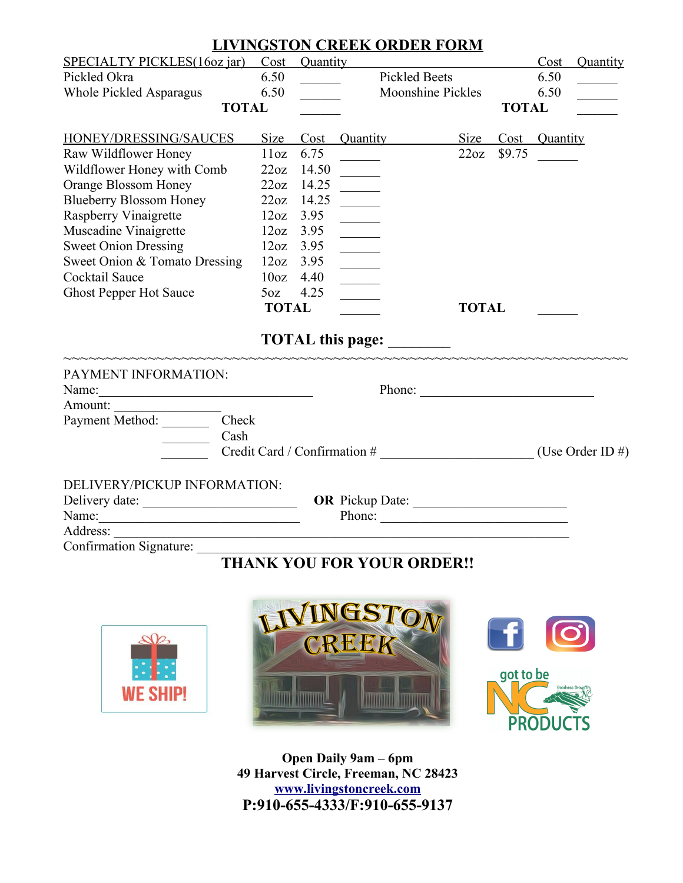# LIVINGSTON CREEK ORDER FORM

| SPECIALTY PICKLES(16oz jar) | Cost | Quantity | | Cost | Quantity |
|---|---|---|---|---|---|
| Pickled Okra | 6.50 | ______ | Pickled Beets | 6.50 | ______ |
| Whole Pickled Asparagus | 6.50 | ______ | Moonshine Pickles | 6.50 | ______ |
| **TOTAL** | | ______ | **TOTAL** | | ______ |

| HONEY/DRESSING/SAUCES | Size | Cost | Quantity | Size | Cost | Quantity |
|---|---|---|---|---|---|---|
| Raw Wildflower Honey | 11oz | 6.75 | ______ | 22oz | $9.75 | ______ |
| Wildflower Honey with Comb | 22oz | 14.50 | ______ | | | |
| Orange Blossom Honey | 22oz | 14.25 | ______ | | | |
| Blueberry Blossom Honey | 22oz | 14.25 | ______ | | | |
| Raspberry Vinaigrette | 12oz | 3.95 | ______ | | | |
| Muscadine Vinaigrette | 12oz | 3.95 | ______ | | | |
| Sweet Onion Dressing | 12oz | 3.95 | ______ | | | |
| Sweet Onion & Tomato Dressing | 12oz | 3.95 | ______ | | | |
| Cocktail Sauce | 10oz | 4.40 | ______ | | | |
| Ghost Pepper Hot Sauce | 5oz | 4.25 | ______ | | | |
| | **TOTAL** | | ______ | **TOTAL** | | ______ |

**TOTAL this page:** ________

~~~~~~~~~~~~~~~~~~~~~~~~~~~~~~~~~~~~~~~~~~~~~~~~~~~~~~~~~~~~~~~~~~~~~~

PAYMENT INFORMATION:

Name:______________________________ Phone: ___________________________

Amount: _______________

Payment Method: _______ Check

_______ Cash

_______ Credit Card / Confirmation # ______________________ (Use Order ID #)

DELIVERY/PICKUP INFORMATION:

Delivery date: ______________________ **OR** Pickup Date: ______________________

Name:______________________________ Phone: ___________________________

Address: ______________________________________________________________________

Confirmation Signature: ______________________________________

**THANK YOU FOR YOUR ORDER!!**

WE SHIP!

LIVINGSTON CREEK

got to be NC PRODUCTS

**Open Daily 9am – 6pm**
**49 Harvest Circle, Freeman, NC 28423**
**www.livingstoncreek.com**
**P:910-655-4333/F:910-655-9137**